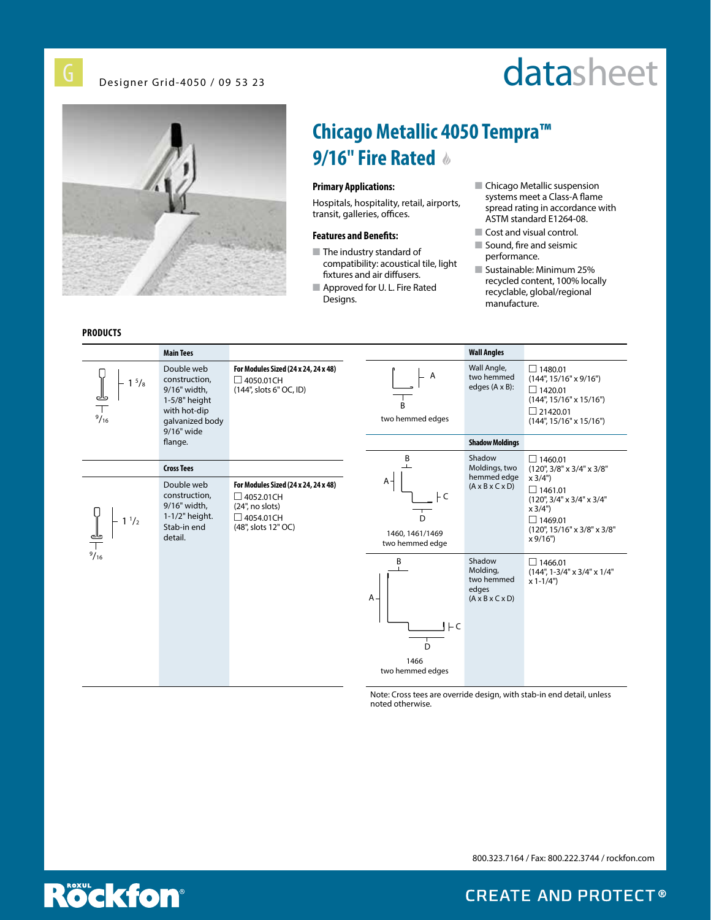G Designer Grid-4050 / 09 53 23

datasheet

# Chicago Metallic 4050 Tempra™ 9/16" Fire Rated

**Primary Applications:**

Hospitals, hospitality, retail, airports, transit, galleries, offices.

**Features and Benefits:**

- The industry standard of compatibility: acoustical tile, light fixtures and air diffusers.
- Approved for U. L. Fire Rated Designs.
- Chicago Metallic suspension systems meet a Class-A flame spread rating in accordance with ASTM standard E1264-08.
- Cost and visual control.
- Sound, fire and seismic performance.
- Sustainable: Minimum 25% recycled content, 100% locally recyclable, global/regional manufacture.

## PRODUCTS

| Profile | Main Tees | |
|---|---|---|
| 1 5/8, 9/16 | Double web construction, 9/16" width, 1-5/8" height with hot-dip galvanized body 9/16" wide flange. | **For Modules Sized (24 x 24, 24 x 48)**<br>☐ 4050.01CH<br>(144", slots 6" OC, ID) |
| | **Cross Tees** | |
| 1 1/2, 9/16 | Double web construction, 9/16" width, 1-1/2" height. Stab-in end detail. | **For Modules Sized (24 x 24, 24 x 48)**<br>☐ 4052.01CH<br>(24", no slots)<br>☐ 4054.01CH<br>(48", slots 12" OC) |

| Profile | Wall Angles | |
|---|---|---|
| A, B<br>two hemmed edges | Wall Angle, two hemmed edges (A x B): | ☐ 1480.01<br>(144", 15/16" x 9/16")<br>☐ 1420.01<br>(144", 15/16" x 15/16")<br>☐ 21420.01<br>(144", 15/16" x 15/16") |
| | **Shadow Moldings** | |
| A, B, C, D<br>1460, 1461/1469<br>two hemmed edge | Shadow Moldings, two hemmed edge (A x B x C x D) | ☐ 1460.01<br>(120", 3/8" x 3/4" x 3/8" x 3/4")<br>☐ 1461.01<br>(120", 3/4" x 3/4" x 3/4" x 3/4")<br>☐ 1469.01<br>(120", 15/16" x 3/8" x 3/8" x 9/16") |
| A, B, C, D<br>1466<br>two hemmed edges | Shadow Molding, two hemmed edges (A x B x C x D) | ☐ 1466.01<br>(144", 1-3/4" x 3/4" x 1/4" x 1-1/4") |

Note: Cross tees are override design, with stab-in end detail, unless noted otherwise.

800.323.7164 / Fax: 800.222.3744 / rockfon.com

ROXUL Rockfon®

CREATE AND PROTECT®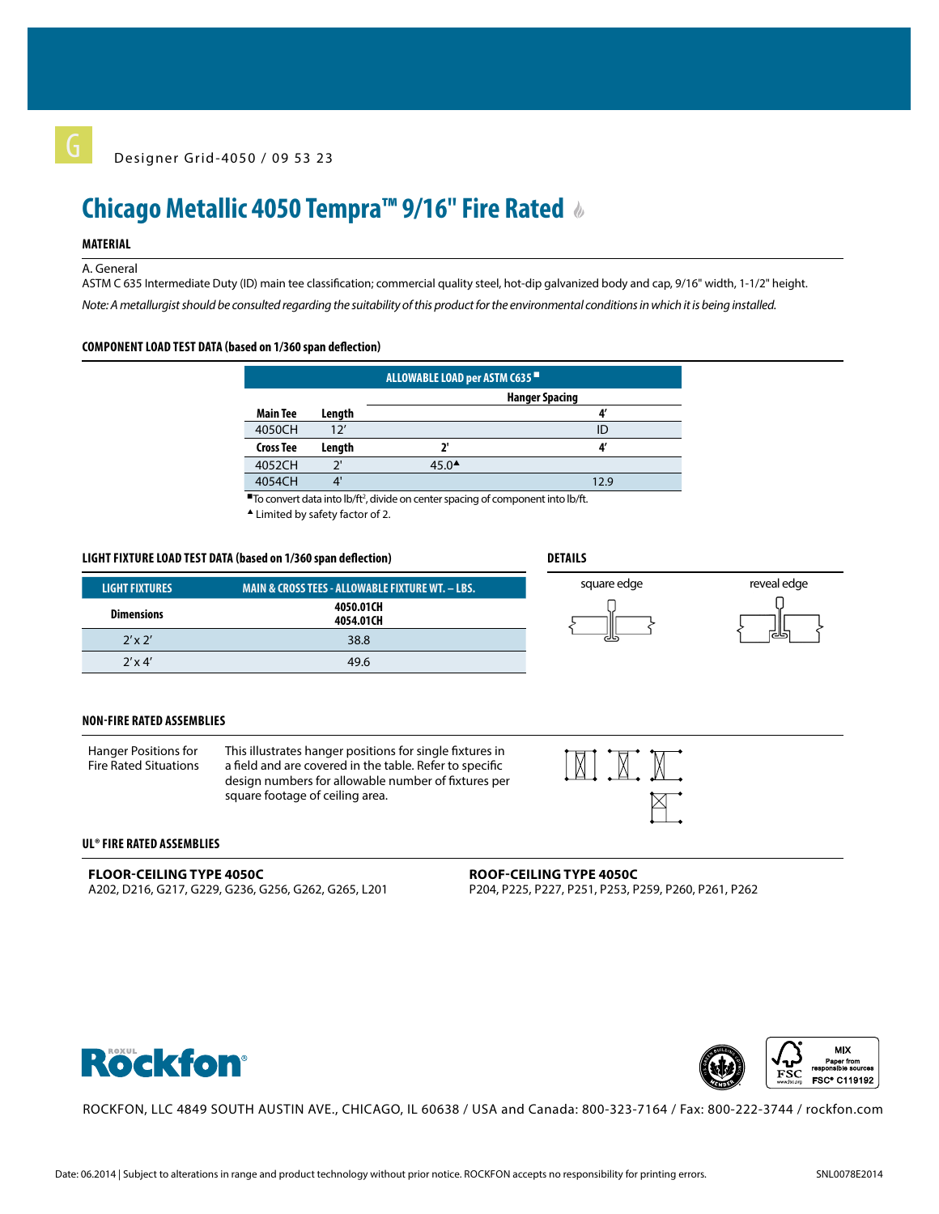G

Designer Grid-4050 / 09 53 23

# Chicago Metallic 4050 Tempra™ 9/16" Fire Rated

## MATERIAL

A. General

ASTM C 635 Intermediate Duty (ID) main tee classification; commercial quality steel, hot-dip galvanized body and cap, 9/16" width, 1-1/2" height.

*Note: A metallurgist should be consulted regarding the suitability of this product for the environmental conditions in which it is being installed.*

## COMPONENT LOAD TEST DATA (based on 1/360 span deflection)

| ALLOWABLE LOAD per ASTM C635 ■ | | | |
|---|---|---|---|
| | | Hanger Spacing | |
| **Main Tee** | **Length** | | **4'** |
| 4050CH | 12' | | ID |
| **Cross Tee** | **Length** | **2'** | **4'** |
| 4052CH | 2' | 45.0▲ | |
| 4054CH | 4' | | 12.9 |

■To convert data into lb/ft², divide on center spacing of component into lb/ft.

▲ Limited by safety factor of 2.

## LIGHT FIXTURE LOAD TEST DATA (based on 1/360 span deflection)

| LIGHT FIXTURES | MAIN & CROSS TEES - ALLOWABLE FIXTURE WT. – LBS. |
|---|---|
| **Dimensions** | **4050.01CH 4054.01CH** |
| 2' x 2' | 38.8 |
| 2' x 4' | 49.6 |

## DETAILS

square edge

reveal edge

## NON-FIRE RATED ASSEMBLIES

Hanger Positions for Fire Rated Situations

This illustrates hanger positions for single fixtures in a field and are covered in the table. Refer to specific design numbers for allowable number of fixtures per square footage of ceiling area.

## UL® FIRE RATED ASSEMBLIES

**FLOOR-CEILING TYPE 4050C**
A202, D216, G217, G229, G236, G256, G262, G265, L201

**ROOF-CEILING TYPE 4050C**
P204, P225, P227, P251, P253, P259, P260, P261, P262

ROXUL Rockfon®

MIX
Paper from responsible sources
FSC® C119192

ROCKFON, LLC 4849 SOUTH AUSTIN AVE., CHICAGO, IL 60638 / USA and Canada: 800-323-7164 / Fax: 800-222-3744 / rockfon.com

Date: 06.2014 | Subject to alterations in range and product technology without prior notice. ROCKFON accepts no responsibility for printing errors.

SNL0078E2014